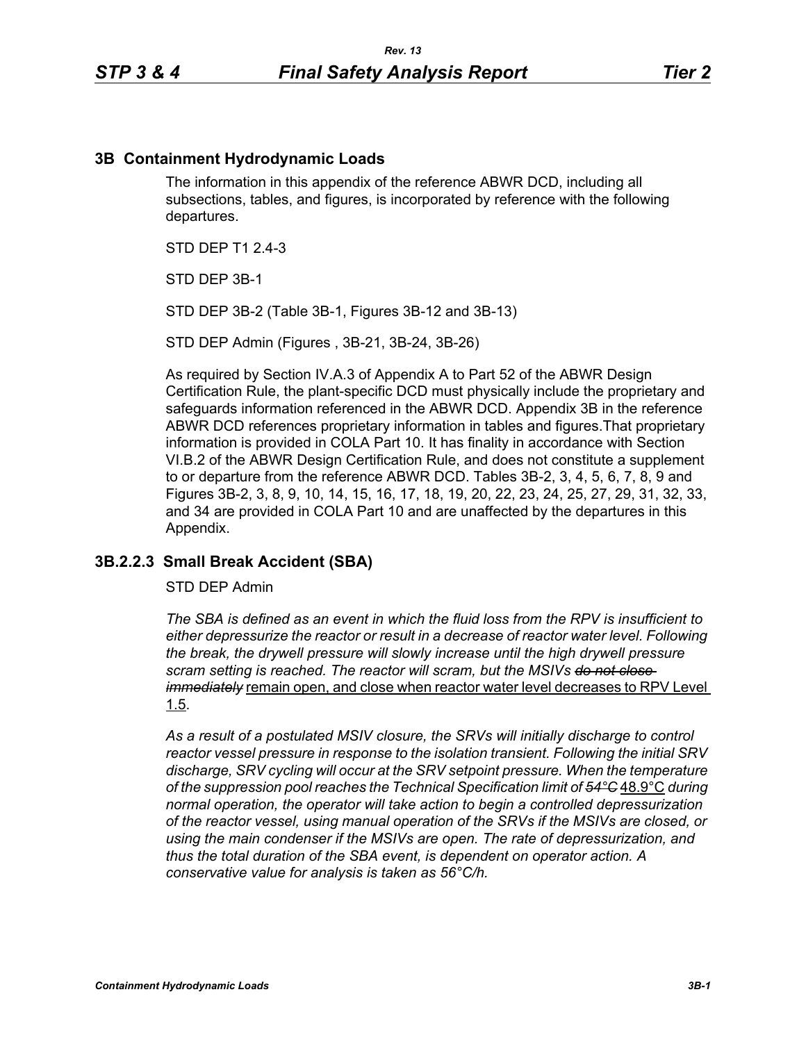## 3B Containment Hydrodynamic Loads

The information in this appendix of the reference ABWR DCD, including all subsections, tables, and figures, is incorporated by reference with the following departures.

STD DEP T1 2.4-3

STD DEP 3B-1

STD DEP 3B-2 (Table 3B-1, Figures 3B-12 and 3B-13)

STD DEP Admin (Figures , 3B-21, 3B-24, 3B-26)

As required by Section IV.A.3 of Appendix A to Part 52 of the ABWR Design Certification Rule, the plant-specific DCD must physically include the proprietary and safeguards information referenced in the ABWR DCD. Appendix 3B in the reference ABWR DCD references proprietary information in tables and figures.That proprietary information is provided in COLA Part 10. It has finality in accordance with Section VI.B.2 of the ABWR Design Certification Rule, and does not constitute a supplement to or departure from the reference ABWR DCD. Tables 3B-2, 3, 4, 5, 6, 7, 8, 9 and Figures 3B-2, 3, 8, 9, 10, 14, 15, 16, 17, 18, 19, 20, 22, 23, 24, 25, 27, 29, 31, 32, 33, and 34 are provided in COLA Part 10 and are unaffected by the departures in this Appendix.

### 3B.2.2.3 Small Break Accident (SBA)

STD DEP Admin

*The SBA is defined as an event in which the fluid loss from the RPV is insufficient to either depressurize the reactor or result in a decrease of reactor water level. Following the break, the drywell pressure will slowly increase until the high drywell pressure scram setting is reached. The reactor will scram, but the MSIVs ~~do not close immediately~~* <u>remain open, and close when reactor water level decreases to RPV Level 1.5</u>.

*As a result of a postulated MSIV closure, the SRVs will initially discharge to control reactor vessel pressure in response to the isolation transient. Following the initial SRV discharge, SRV cycling will occur at the SRV setpoint pressure. When the temperature of the suppression pool reaches the Technical Specification limit of ~~54°C~~* <u>48.9°C</u> *during normal operation, the operator will take action to begin a controlled depressurization of the reactor vessel, using manual operation of the SRVs if the MSIVs are closed, or using the main condenser if the MSIVs are open. The rate of depressurization, and thus the total duration of the SBA event, is dependent on operator action. A conservative value for analysis is taken as 56°C/h.*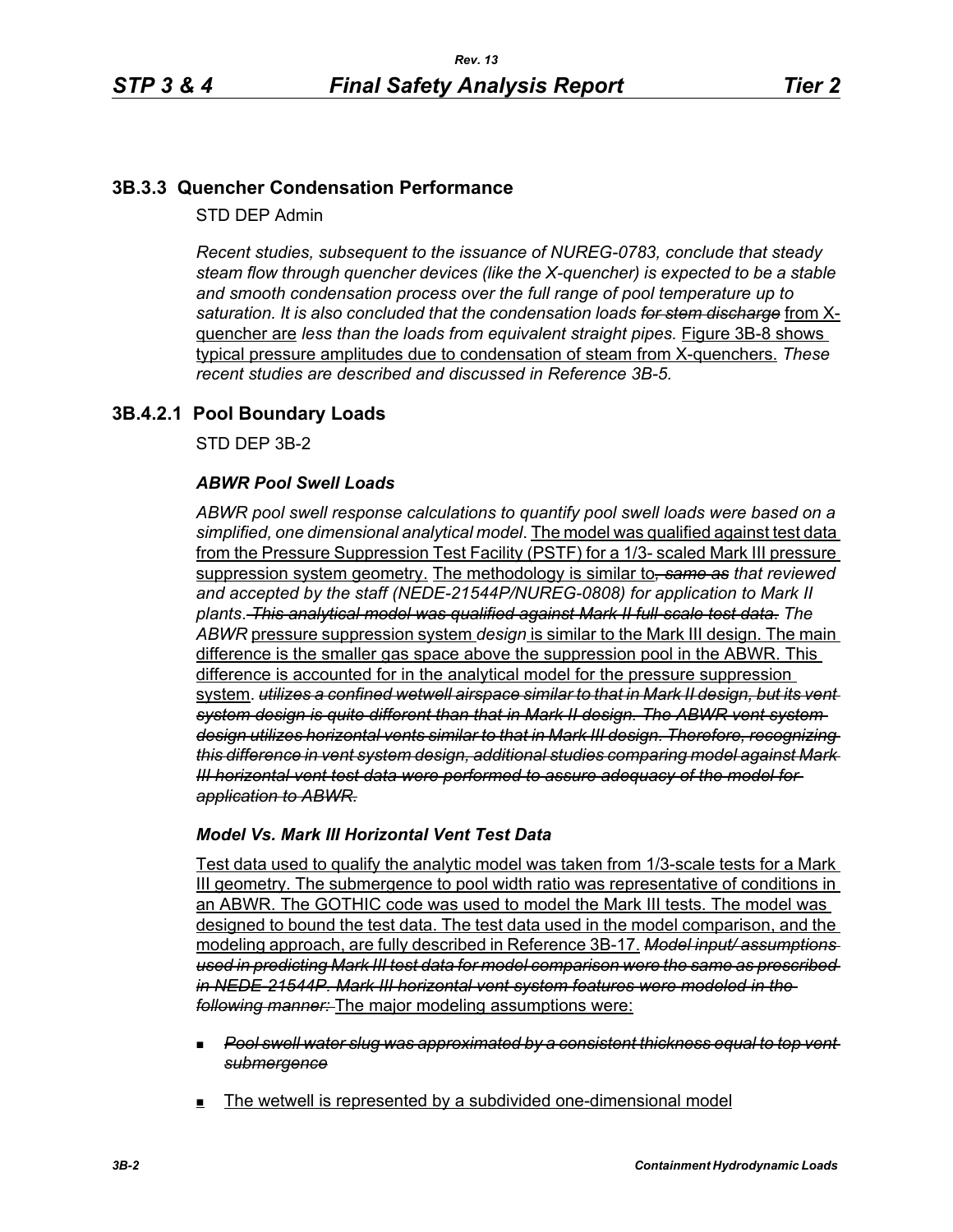## 3B.3.3 Quencher Condensation Performance

STD DEP Admin

*Recent studies, subsequent to the issuance of NUREG-0783, conclude that steady steam flow through quencher devices (like the X-quencher) is expected to be a stable and smooth condensation process over the full range of pool temperature up to saturation. It is also concluded that the condensation loads ~~for stem discharge~~* from X-quencher are *less than the loads from equivalent straight pipes.* Figure 3B-8 shows typical pressure amplitudes due to condensation of steam from X-quenchers. *These recent studies are described and discussed in Reference 3B-5.*

## 3B.4.2.1 Pool Boundary Loads

STD DEP 3B-2

### *ABWR Pool Swell Loads*

*ABWR pool swell response calculations to quantify pool swell loads were based on a simplified, one dimensional analytical model*. The model was qualified against test data from the Pressure Suppression Test Facility (PSTF) for a 1/3- scaled Mark III pressure suppression system geometry. The methodology is similar to*~~, same as~~ that reviewed and accepted by the staff (NEDE-21544P/NUREG-0808) for application to Mark II plants*. *~~This analytical model was qualified against Mark II full-scale test data.~~ The ABWR* pressure suppression system *design* is similar to the Mark III design. The main difference is the smaller gas space above the suppression pool in the ABWR. This difference is accounted for in the analytical model for the pressure suppression system. *~~utilizes a confined wetwell airspace similar to that in Mark II design, but its vent system design is quite different than that in Mark II design. The ABWR vent system design utilizes horizontal vents similar to that in Mark III design. Therefore, recognizing this difference in vent system design, additional studies comparing model against Mark III horizontal vent test data were performed to assure adequacy of the model for application to ABWR.~~*

### *Model Vs. Mark III Horizontal Vent Test Data*

Test data used to qualify the analytic model was taken from 1/3-scale tests for a Mark III geometry. The submergence to pool width ratio was representative of conditions in an ABWR. The GOTHIC code was used to model the Mark III tests. The model was designed to bound the test data. The test data used in the model comparison, and the modeling approach, are fully described in Reference 3B-17. *~~Model input/ assumptions used in predicting Mark III test data for model comparison were the same as prescribed in NEDE-21544P. Mark III horizontal vent system features were modeled in the following manner:~~* The major modeling assumptions were:

- *~~Pool swell water slug was approximated by a consistent thickness equal to top vent submergence~~*
- The wetwell is represented by a subdivided one-dimensional model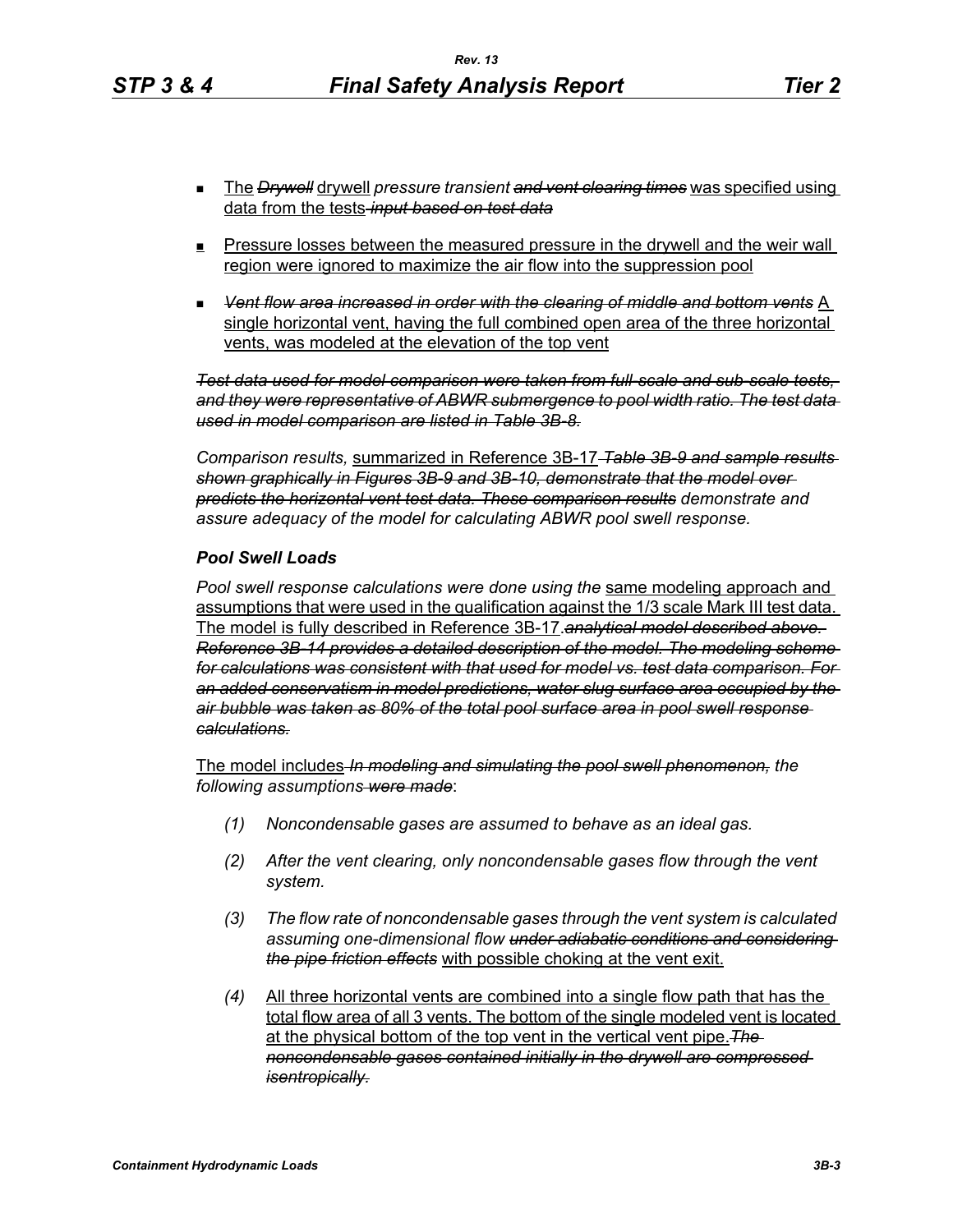- The ~~*Drywell*~~ drywell *pressure transient* ~~*and vent clearing times*~~ was specified using data from the tests ~~*input based on test data*~~

- Pressure losses between the measured pressure in the drywell and the weir wall region were ignored to maximize the air flow into the suppression pool

- ~~*Vent flow area increased in order with the clearing of middle and bottom vents*~~ A single horizontal vent, having the full combined open area of the three horizontal vents, was modeled at the elevation of the top vent

~~*Test data used for model comparison were taken from full-scale and sub-scale tests, and they were representative of ABWR submergence to pool width ratio. The test data used in model comparison are listed in Table 3B-8.*~~

*Comparison results,* summarized in Reference 3B-17 ~~*Table 3B-9 and sample results shown graphically in Figures 3B-9 and 3B-10, demonstrate that the model over predicts the horizontal vent test data. These comparison results*~~ *demonstrate and assure adequacy of the model for calculating ABWR pool swell response.*

### *Pool Swell Loads*

*Pool swell response calculations were done using the* same modeling approach and assumptions that were used in the qualification against the 1/3 scale Mark III test data. The model is fully described in Reference 3B-17. ~~*analytical model described above. Reference 3B-14 provides a detailed description of the model. The modeling scheme for calculations was consistent with that used for model vs. test data comparison. For an added conservatism in model predictions, water slug surface area occupied by the air bubble was taken as 80% of the total pool surface area in pool swell response calculations.*~~

The model includes ~~*In modeling and simulating the pool swell phenomenon,*~~ *the following assumptions* ~~*were made*~~:

1. *Noncondensable gases are assumed to behave as an ideal gas.*

2. *After the vent clearing, only noncondensable gases flow through the vent system.*

3. *The flow rate of noncondensable gases through the vent system is calculated assuming one-dimensional flow* ~~*under adiabatic conditions and considering the pipe friction effects*~~ with possible choking at the vent exit.

4. All three horizontal vents are combined into a single flow path that has the total flow area of all 3 vents. The bottom of the single modeled vent is located at the physical bottom of the top vent in the vertical vent pipe. ~~*The noncondensable gases contained initially in the drywell are compressed isentropically.*~~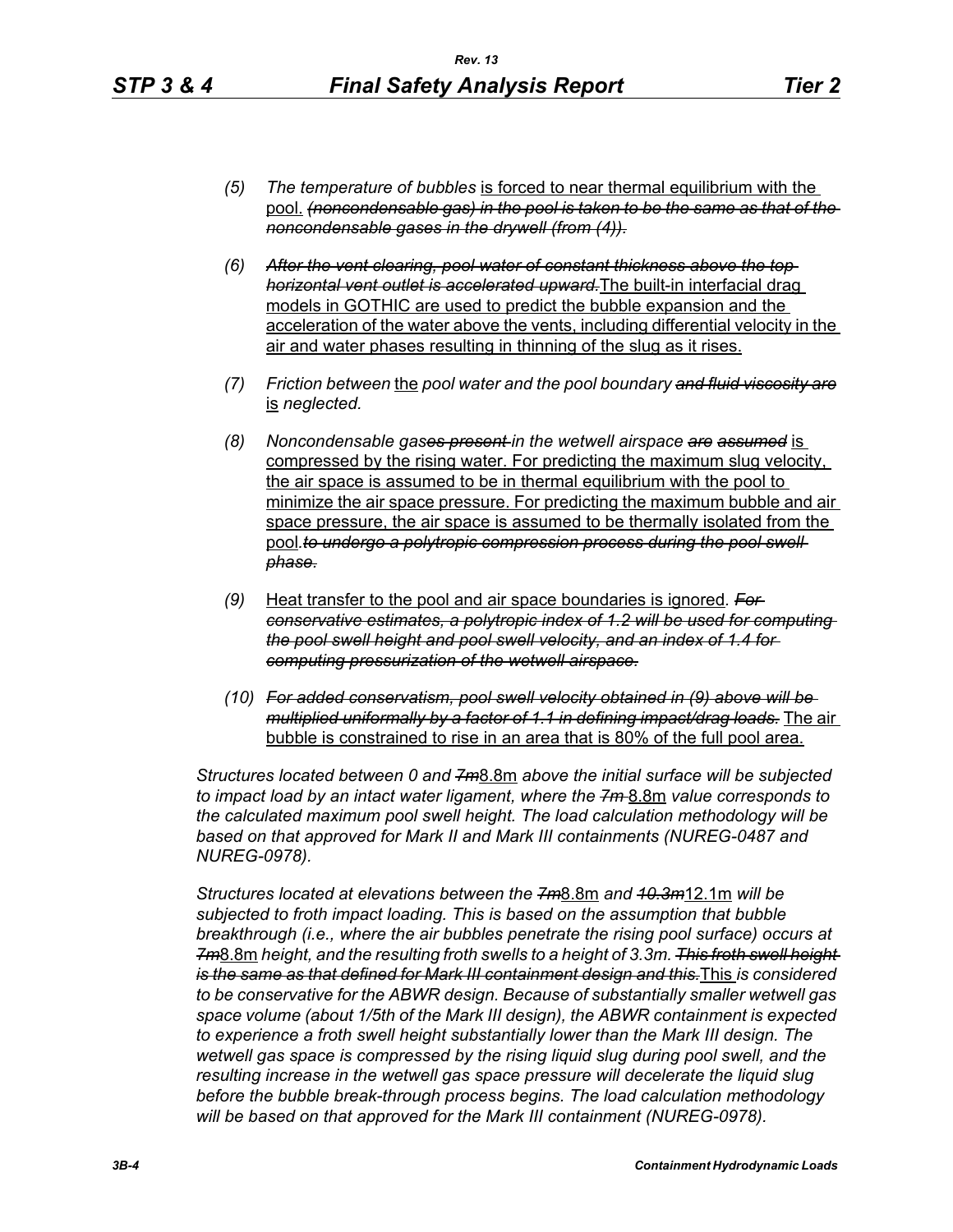(5) *The temperature of bubbles* is forced to near thermal equilibrium with the pool. ~~*(noncondensable gas) in the pool is taken to be the same as that of the noncondensable gases in the drywell (from (4)).*~~

(6) ~~*After the vent clearing, pool water of constant thickness above the top horizontal vent outlet is accelerated upward.*~~The built-in interfacial drag models in GOTHIC are used to predict the bubble expansion and the acceleration of the water above the vents, including differential velocity in the air and water phases resulting in thinning of the slug as it rises.

(7) *Friction between* the *pool water and the pool boundary* ~~*and fluid viscosity are*~~ is *neglected.*

(8) *Noncondensable gas*~~*es present*~~ *in the wetwell airspace* ~~*are assumed*~~ is compressed by the rising water. For predicting the maximum slug velocity, the air space is assumed to be in thermal equilibrium with the pool to minimize the air space pressure. For predicting the maximum bubble and air space pressure, the air space is assumed to be thermally isolated from the pool.~~*to undergo a polytropic compression process during the pool swell phase.*~~

(9) Heat transfer to the pool and air space boundaries is ignored*.* ~~*For conservative estimates, a polytropic index of 1.2 will be used for computing the pool swell height and pool swell velocity, and an index of 1.4 for computing pressurization of the wetwell airspace.*~~

(10) ~~*For added conservatism, pool swell velocity obtained in (9) above will be multiplied uniformly by a factor of 1.1 in defining impact/drag loads.*~~ The air bubble is constrained to rise in an area that is 80% of the full pool area.

*Structures located between 0 and* ~~*7m*~~8.8m *above the initial surface will be subjected to impact load by an intact water ligament, where the* ~~*7m*~~ 8.8m *value corresponds to the calculated maximum pool swell height. The load calculation methodology will be based on that approved for Mark II and Mark III containments (NUREG-0487 and NUREG-0978).*

*Structures located at elevations between the* ~~*7m*~~8.8m *and* ~~*10.3m*~~12.1m *will be subjected to froth impact loading. This is based on the assumption that bubble breakthrough (i.e., where the air bubbles penetrate the rising pool surface) occurs at* ~~*7m*~~8.8m *height, and the resulting froth swells to a height of 3.3m.* ~~*This froth swell height is the same as that defined for Mark III containment design and this.*~~This *is considered to be conservative for the ABWR design. Because of substantially smaller wetwell gas space volume (about 1/5th of the Mark III design), the ABWR containment is expected to experience a froth swell height substantially lower than the Mark III design. The wetwell gas space is compressed by the rising liquid slug during pool swell, and the resulting increase in the wetwell gas space pressure will decelerate the liquid slug before the bubble break-through process begins. The load calculation methodology will be based on that approved for the Mark III containment (NUREG-0978).*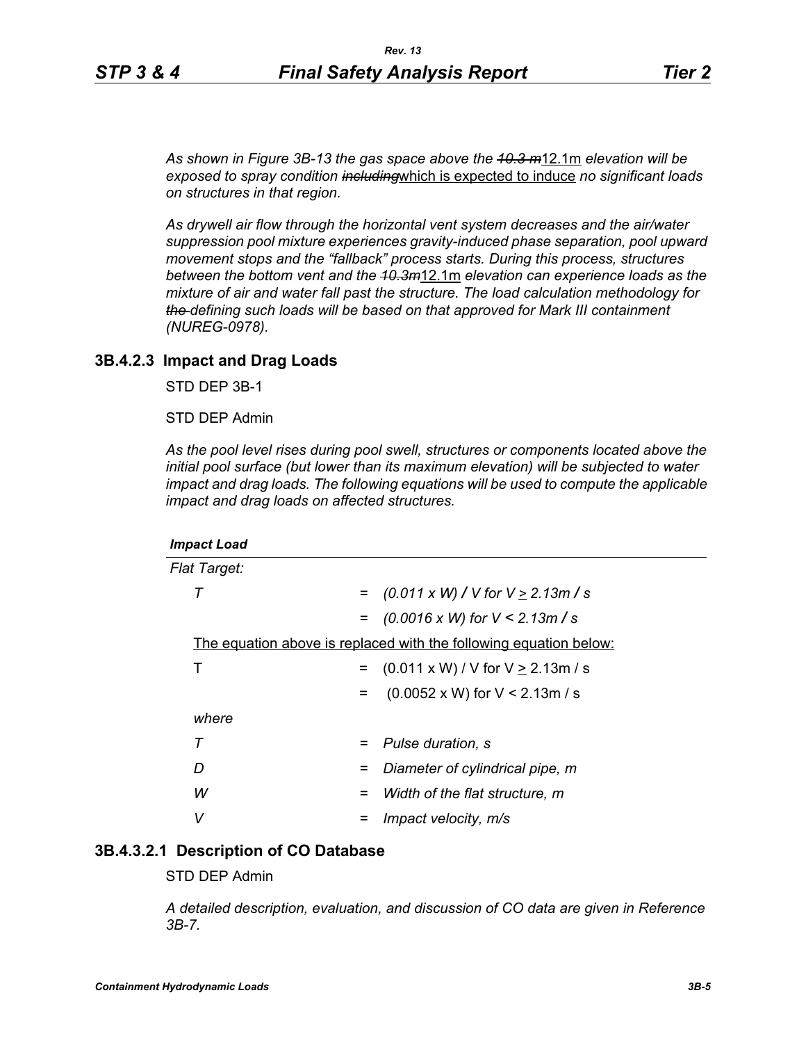*As shown in Figure 3B-13 the gas space above the ~~10.3 m~~12.1m elevation will be exposed to spray condition ~~including~~which is expected to induce no significant loads on structures in that region.*

*As drywell air flow through the horizontal vent system decreases and the air/water suppression pool mixture experiences gravity-induced phase separation, pool upward movement stops and the "fallback" process starts. During this process, structures between the bottom vent and the ~~10.3m~~12.1m elevation can experience loads as the mixture of air and water fall past the structure. The load calculation methodology for ~~the~~ defining such loads will be based on that approved for Mark III containment (NUREG-0978).*

### 3B.4.2.3 Impact and Drag Loads

STD DEP 3B-1

STD DEP Admin

*As the pool level rises during pool swell, structures or components located above the initial pool surface (but lower than its maximum elevation) will be subjected to water impact and drag loads. The following equations will be used to compute the applicable impact and drag loads on affected structures.*

***Impact Load***

*Flat Target:*

| | | |
|---|---|---|
| *T* | = | *(0.011 x W) / V for V ≥ 2.13m / s* |
| | = | *(0.0016 x W) for V < 2.13m / s* |

The equation above is replaced with the following equation below:

| | | |
|---|---|---|
| T | = | (0.011 x W) / V for V ≥ 2.13m / s |
| | = | (0.0052 x W) for V < 2.13m / s |

*where*

| | | |
|---|---|---|
| *T* | = | *Pulse duration, s* |
| *D* | = | *Diameter of cylindrical pipe, m* |
| *W* | = | *Width of the flat structure, m* |
| *V* | = | *Impact velocity, m/s* |

### 3B.4.3.2.1 Description of CO Database

STD DEP Admin

*A detailed description, evaluation, and discussion of CO data are given in Reference 3B-7.*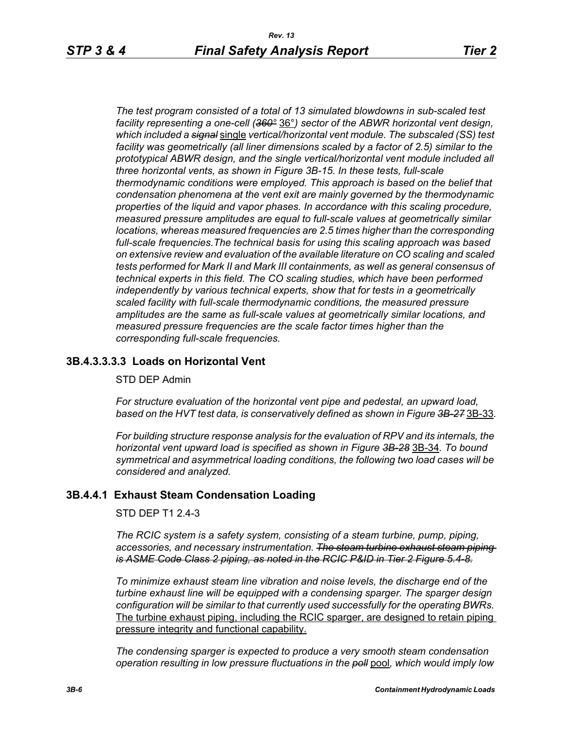*The test program consisted of a total of 13 simulated blowdowns in sub-scaled test facility representing a one-cell (~~360°~~ 36°) sector of the ABWR horizontal vent design, which included a ~~signal~~ single vertical/horizontal vent module. The subscaled (SS) test facility was geometrically (all liner dimensions scaled by a factor of 2.5) similar to the prototypical ABWR design, and the single vertical/horizontal vent module included all three horizontal vents, as shown in Figure 3B-15. In these tests, full-scale thermodynamic conditions were employed. This approach is based on the belief that condensation phenomena at the vent exit are mainly governed by the thermodynamic properties of the liquid and vapor phases. In accordance with this scaling procedure, measured pressure amplitudes are equal to full-scale values at geometrically similar locations, whereas measured frequencies are 2.5 times higher than the corresponding full-scale frequencies.The technical basis for using this scaling approach was based on extensive review and evaluation of the available literature on CO scaling and scaled tests performed for Mark II and Mark III containments, as well as general consensus of technical experts in this field. The CO scaling studies, which have been performed independently by various technical experts, show that for tests in a geometrically scaled facility with full-scale thermodynamic conditions, the measured pressure amplitudes are the same as full-scale values at geometrically similar locations, and measured pressure frequencies are the scale factor times higher than the corresponding full-scale frequencies.*

### 3B.4.3.3.3.3 Loads on Horizontal Vent

STD DEP Admin

*For structure evaluation of the horizontal vent pipe and pedestal, an upward load, based on the HVT test data, is conservatively defined as shown in Figure ~~3B-27~~* 3B-33*.*

*For building structure response analysis for the evaluation of RPV and its internals, the horizontal vent upward load is specified as shown in Figure ~~3B-28~~* 3B-34*. To bound symmetrical and asymmetrical loading conditions, the following two load cases will be considered and analyzed.*

### 3B.4.4.1 Exhaust Steam Condensation Loading

STD DEP T1 2.4-3

*The RCIC system is a safety system, consisting of a steam turbine, pump, piping, accessories, and necessary instrumentation. ~~The steam turbine exhaust steam piping is ASME Code Class 2 piping, as noted in the RCIC P&ID in Tier 2 Figure 5.4-8.~~*

*To minimize exhaust steam line vibration and noise levels, the discharge end of the turbine exhaust line will be equipped with a condensing sparger. The sparger design configuration will be similar to that currently used successfully for the operating BWRs.* The turbine exhaust piping, including the RCIC sparger, are designed to retain piping pressure integrity and functional capability.

*The condensing sparger is expected to produce a very smooth steam condensation operation resulting in low pressure fluctuations in the ~~poll~~* pool*, which would imply low*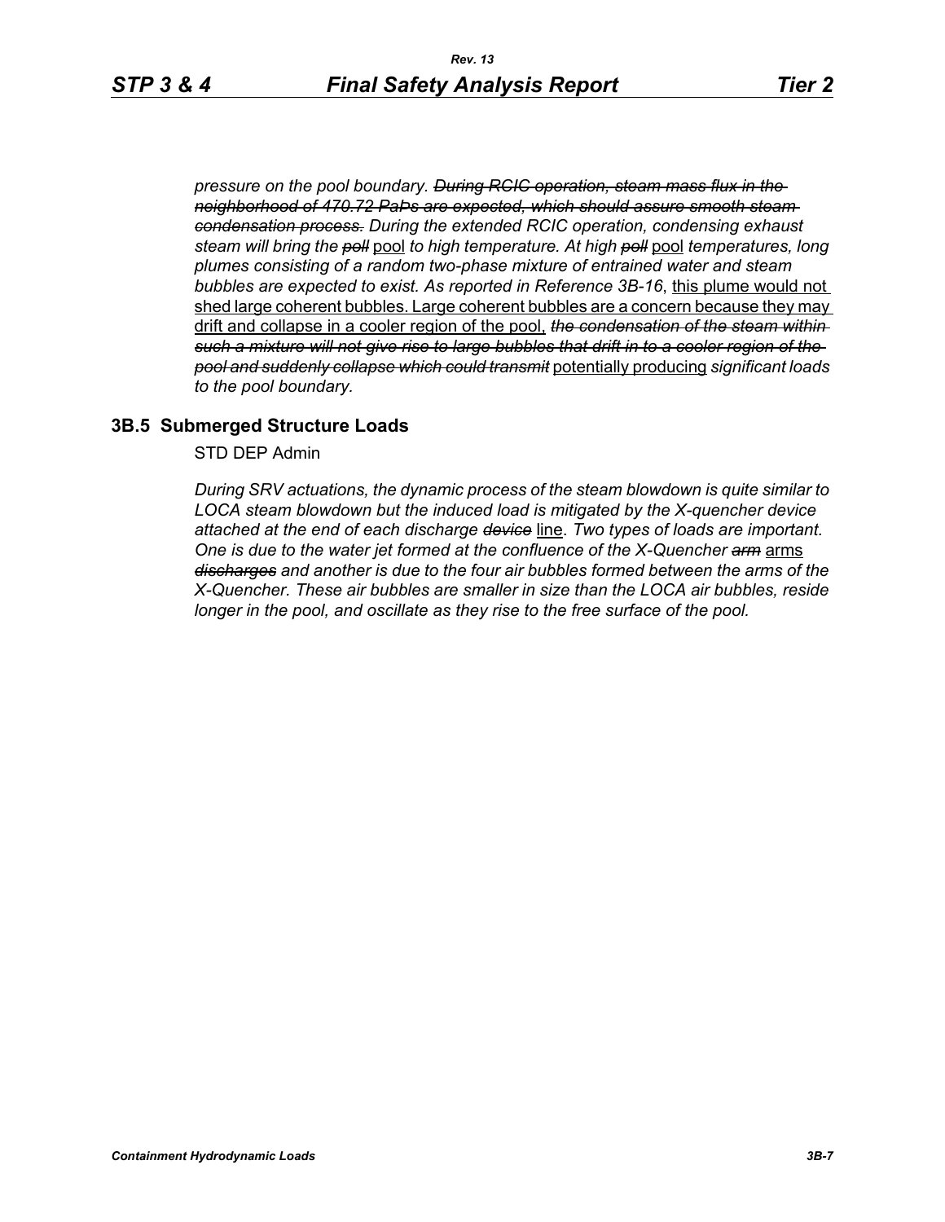*pressure on the pool boundary. ~~During RCIC operation, steam mass flux in the neighborhood of 470.72 PaPs are expected, which should assure smooth steam condensation process.~~ During the extended RCIC operation, condensing exhaust steam will bring the ~~poll~~* <u>pool</u> *to high temperature. At high ~~poll~~* <u>pool</u> *temperatures, long plumes consisting of a random two-phase mixture of entrained water and steam bubbles are expected to exist. As reported in Reference 3B-16*, <u>this plume would not shed large coherent bubbles. Large coherent bubbles are a concern because they may drift and collapse in a cooler region of the pool,</u> *~~the condensation of the steam within such a mixture will not give rise to large bubbles that drift in to a cooler region of the pool and suddenly collapse which could transmit~~* <u>potentially producing</u> *significant loads to the pool boundary.*

## 3B.5 Submerged Structure Loads

STD DEP Admin

*During SRV actuations, the dynamic process of the steam blowdown is quite similar to LOCA steam blowdown but the induced load is mitigated by the X-quencher device attached at the end of each discharge ~~device~~* <u>line</u>. *Two types of loads are important. One is due to the water jet formed at the confluence of the X-Quencher ~~arm~~* <u>arms</u> *~~discharges~~ and another is due to the four air bubbles formed between the arms of the X-Quencher. These air bubbles are smaller in size than the LOCA air bubbles, reside longer in the pool, and oscillate as they rise to the free surface of the pool.*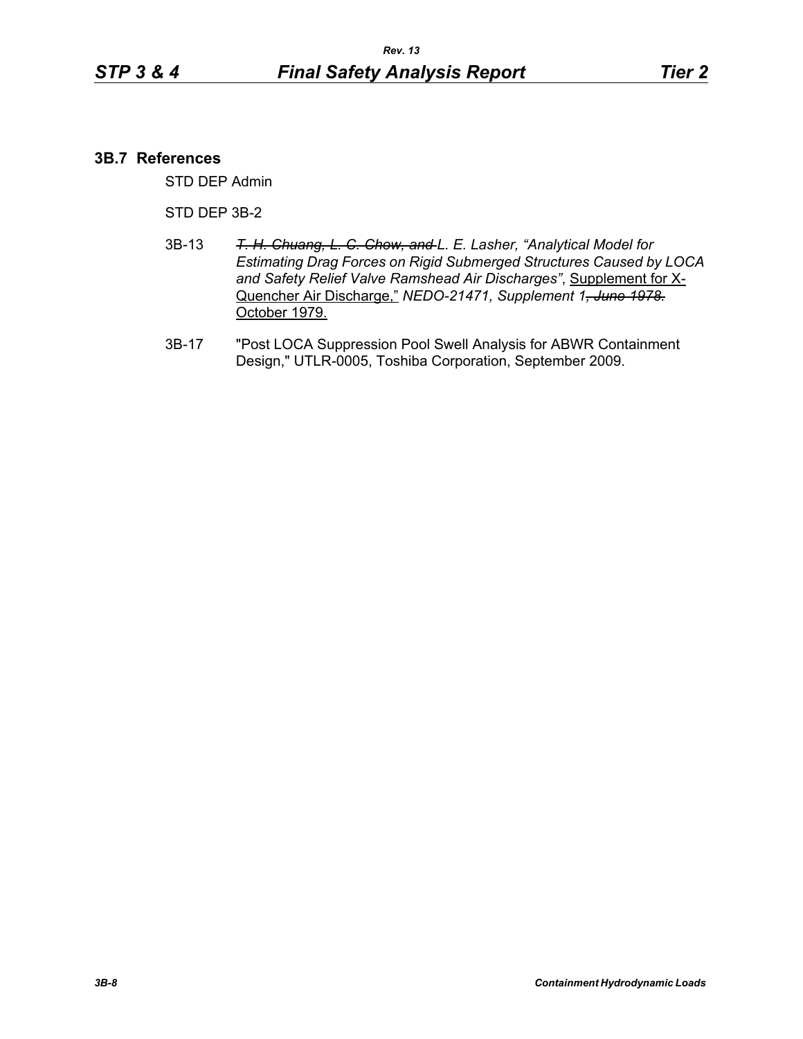### 3B.7 References

STD DEP Admin

STD DEP 3B-2

3B-13 ~~*T. H. Chuang, L. C. Chow, and*~~ *L. E. Lasher, "Analytical Model for Estimating Drag Forces on Rigid Submerged Structures Caused by LOCA and Safety Relief Valve Ramshead Air Discharges"*, Supplement for X-Quencher Air Discharge," *NEDO-21471, Supplement 1*~~*, June 1978.*~~ October 1979.

3B-17 "Post LOCA Suppression Pool Swell Analysis for ABWR Containment Design," UTLR-0005, Toshiba Corporation, September 2009.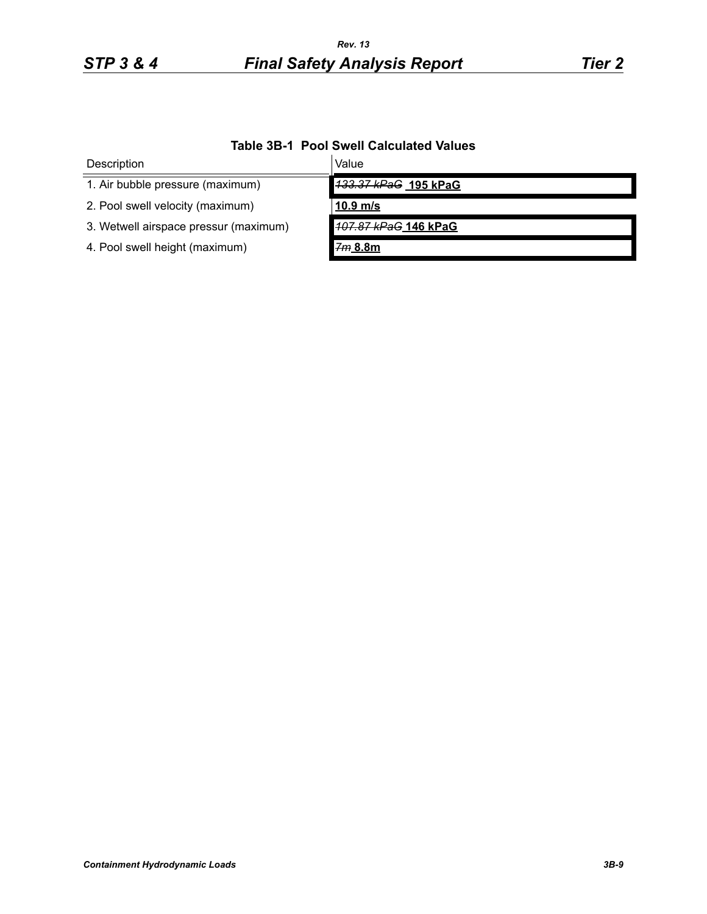**Table 3B-1 Pool Swell Calculated Values**

| Description | Value |
|---|---|
| 1. Air bubble pressure (maximum) | ~~133.37 kPaG~~ **195 kPaG** |
| 2. Pool swell velocity (maximum) | **10.9 m/s** |
| 3. Wetwell airspace pressur (maximum) | ~~107.87 kPaG~~ **146 kPaG** |
| 4. Pool swell height (maximum) | ~~7m~~ **8.8m** |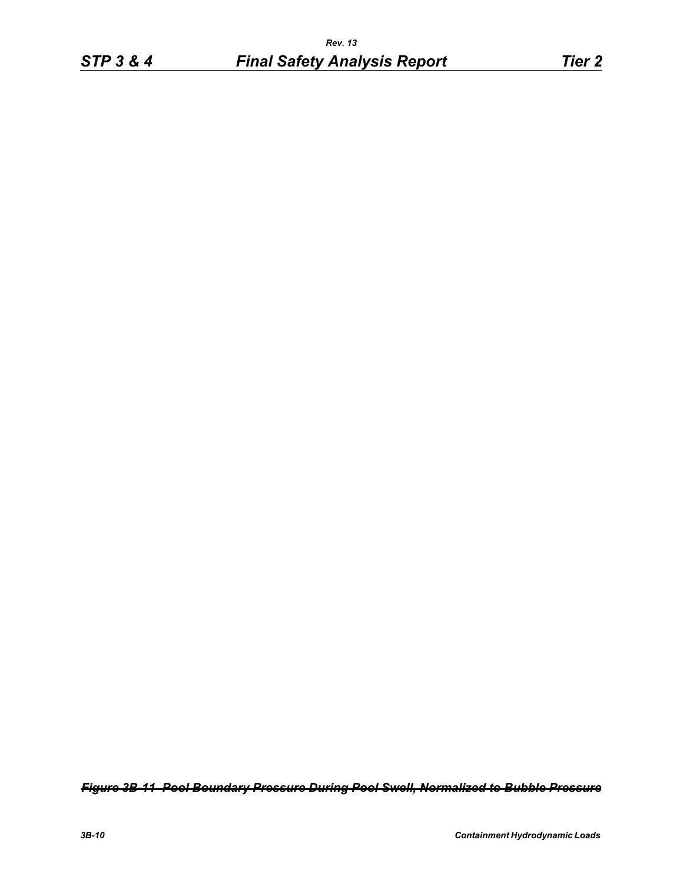~~*Figure 3B-11 Pool Boundary Pressure During Pool Swell, Normalized to Bubble Pressure*~~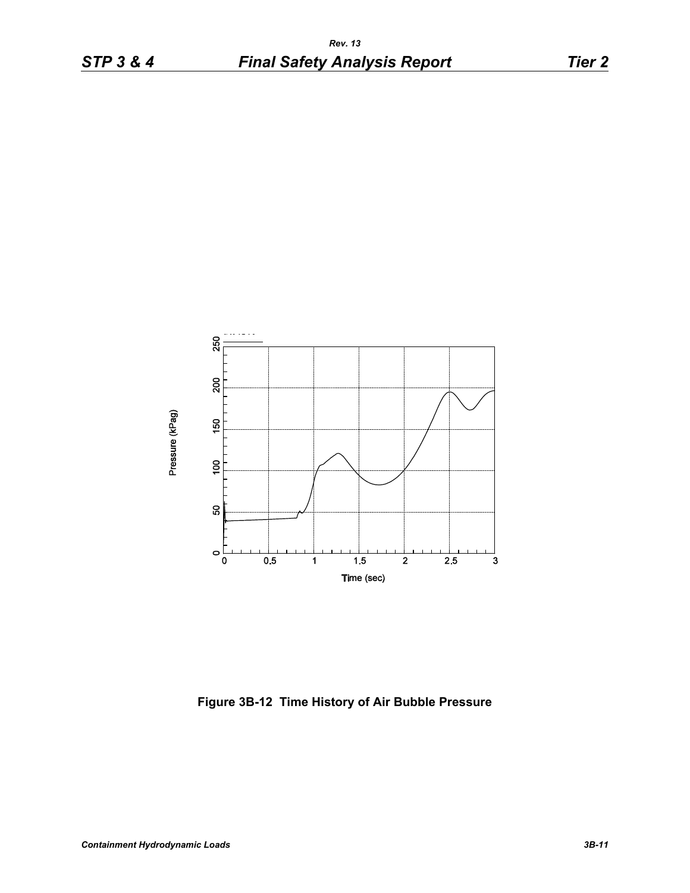Figure 3B-12 Time History of Air Bubble Pressure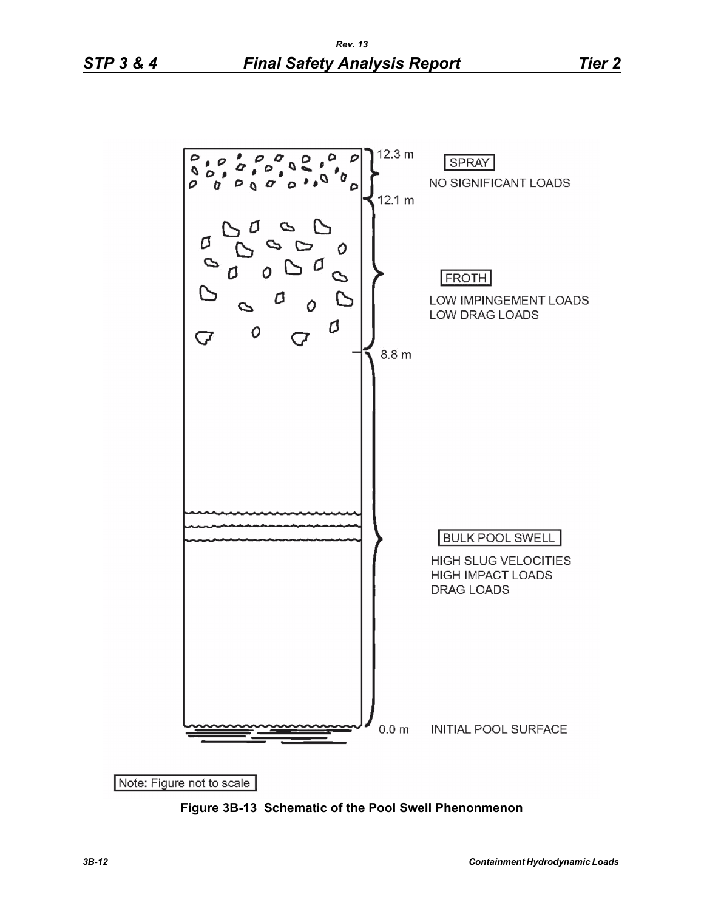12.3 m

SPRAY

NO SIGNIFICANT LOADS

12.1 m

FROTH

LOW IMPINGEMENT LOADS
LOW DRAG LOADS

8.8 m

BULK POOL SWELL

HIGH SLUG VELOCITIES
HIGH IMPACT LOADS
DRAG LOADS

0.0 m INITIAL POOL SURFACE

Note: Figure not to scale

**Figure 3B-13 Schematic of the Pool Swell Phenonmenon**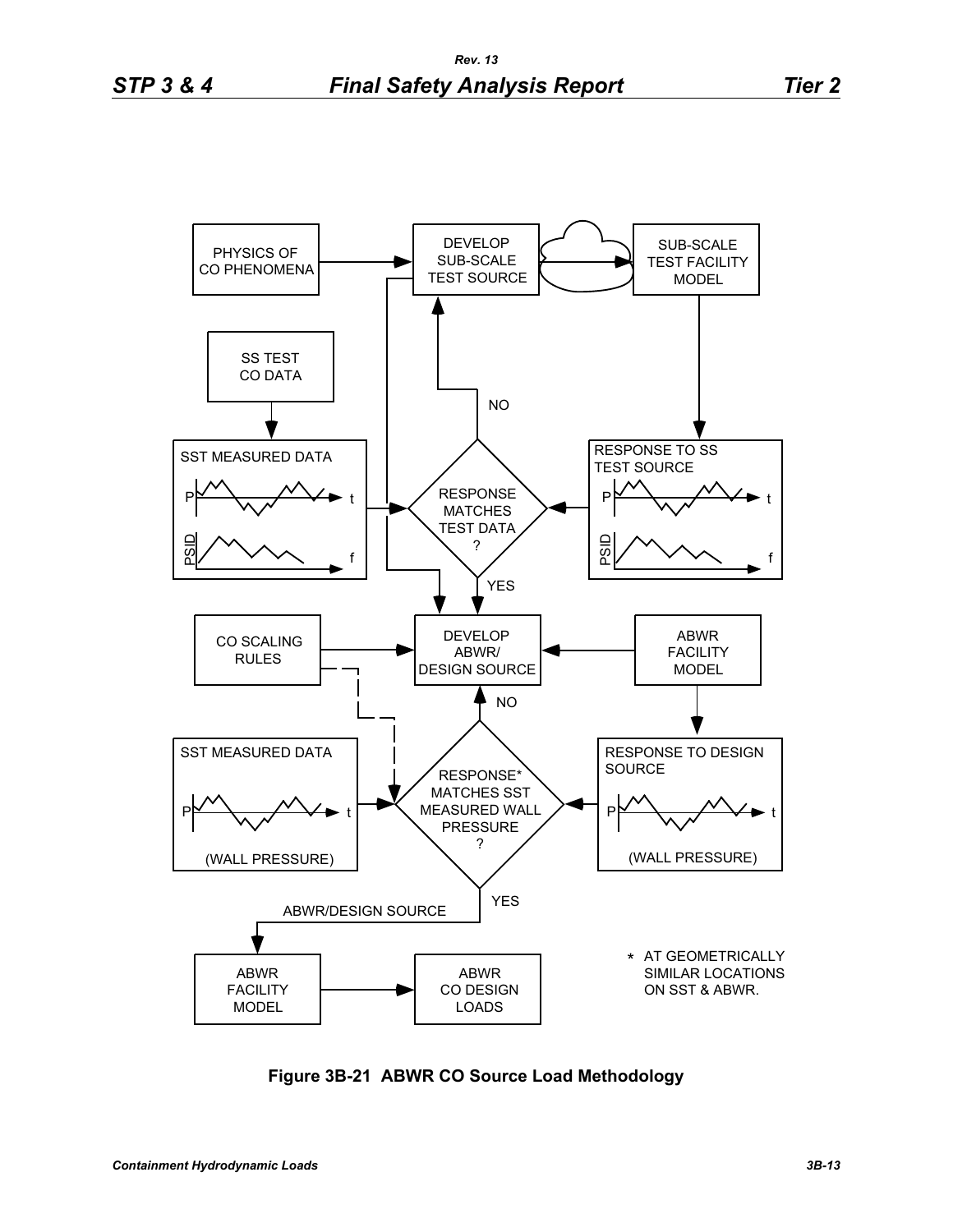PHYSICS OF CO PHENOMENA

DEVELOP SUB-SCALE TEST SOURCE

SUB-SCALE TEST FACILITY MODEL

SS TEST CO DATA

SST MEASURED DATA

P t

PSID f

NO

RESPONSE MATCHES TEST DATA ?

RESPONSE TO SS TEST SOURCE

P t

PSID f

YES

CO SCALING RULES

DEVELOP ABWR/ DESIGN SOURCE

ABWR FACILITY MODEL

NO

SST MEASURED DATA

P t

(WALL PRESSURE)

RESPONSE* MATCHES SST MEASURED WALL PRESSURE ?

RESPONSE TO DESIGN SOURCE

P t

(WALL PRESSURE)

YES

ABWR/DESIGN SOURCE

ABWR FACILITY MODEL

ABWR CO DESIGN LOADS

* AT GEOMETRICALLY SIMILAR LOCATIONS ON SST & ABWR.

**Figure 3B-21 ABWR CO Source Load Methodology**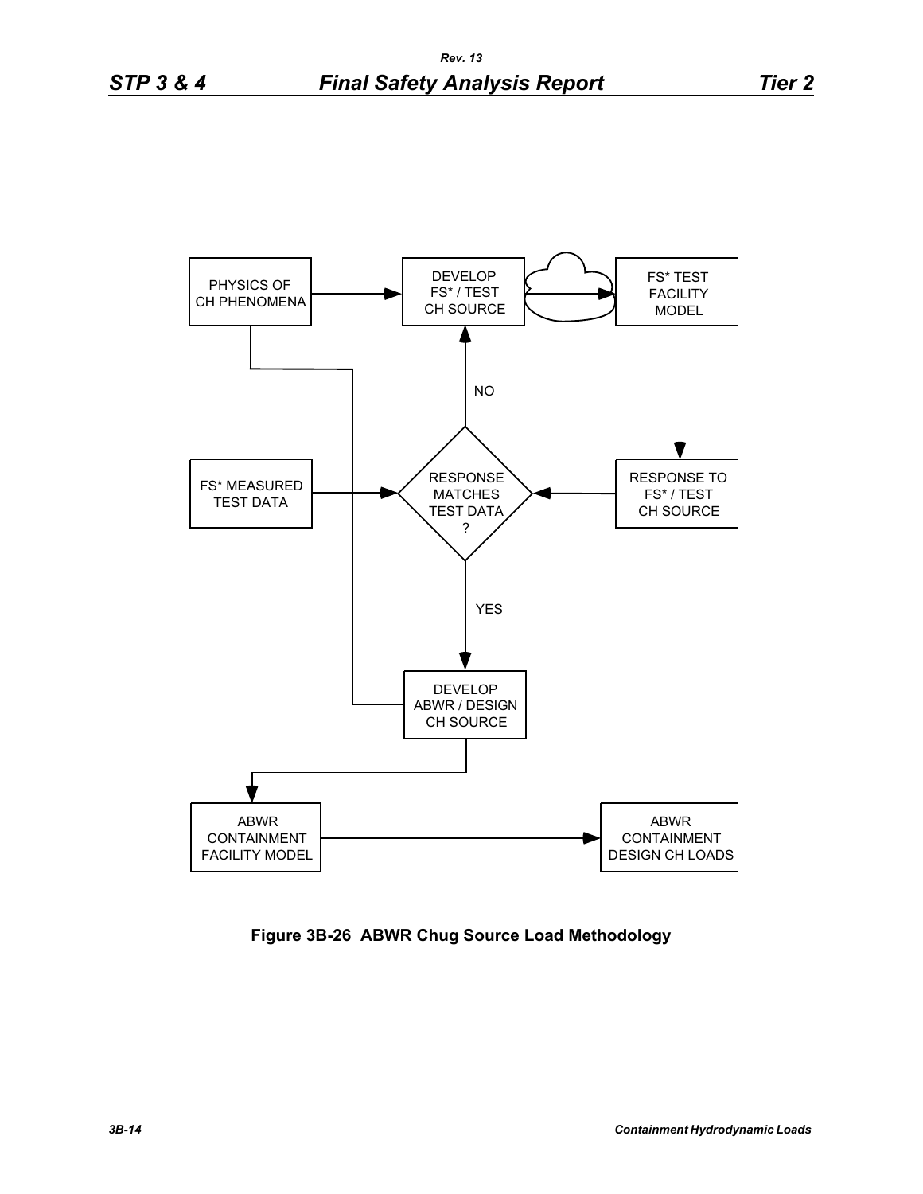PHYSICS OF CH PHENOMENA

DEVELOP FS* / TEST CH SOURCE

FS* TEST FACILITY MODEL

NO

FS* MEASURED TEST DATA

RESPONSE MATCHES TEST DATA ?

RESPONSE TO FS* / TEST CH SOURCE

YES

DEVELOP ABWR / DESIGN CH SOURCE

ABWR CONTAINMENT FACILITY MODEL

ABWR CONTAINMENT DESIGN CH LOADS

**Figure 3B-26 ABWR Chug Source Load Methodology**